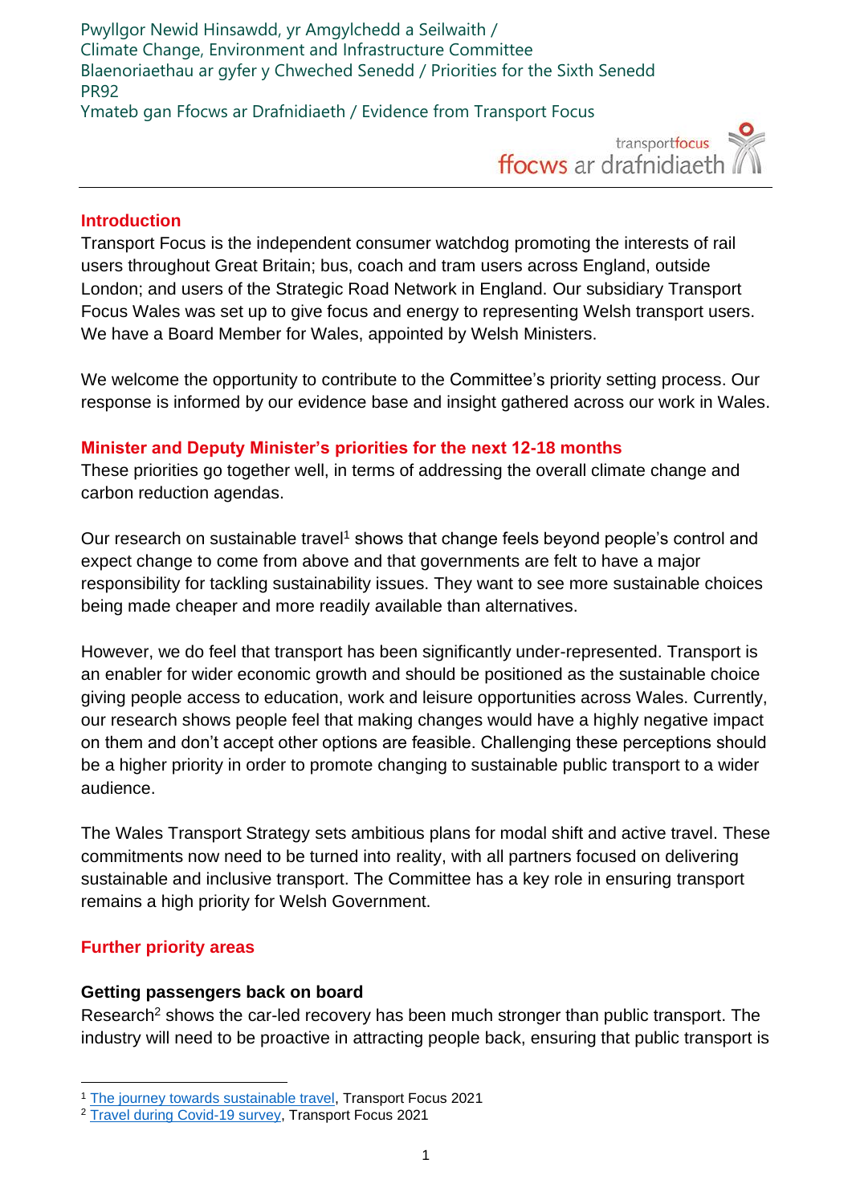Pwyllgor Newid Hinsawdd, yr Amgylchedd a Seilwaith /
Climate Change, Environment and Infrastructure Committee
Blaenoriaethau ar gyfer y Chweched Senedd / Priorities for the Sixth Senedd
PR92
Ymateb gan Ffocws ar Drafnidiaeth / Evidence from Transport Focus

## Introduction

Transport Focus is the independent consumer watchdog promoting the interests of rail users throughout Great Britain; bus, coach and tram users across England, outside London; and users of the Strategic Road Network in England. Our subsidiary Transport Focus Wales was set up to give focus and energy to representing Welsh transport users. We have a Board Member for Wales, appointed by Welsh Ministers.

We welcome the opportunity to contribute to the Committee's priority setting process. Our response is informed by our evidence base and insight gathered across our work in Wales.

## Minister and Deputy Minister's priorities for the next 12-18 months

These priorities go together well, in terms of addressing the overall climate change and carbon reduction agendas.

Our research on sustainable travel[1] shows that change feels beyond people's control and expect change to come from above and that governments are felt to have a major responsibility for tackling sustainability issues. They want to see more sustainable choices being made cheaper and more readily available than alternatives.

However, we do feel that transport has been significantly under-represented. Transport is an enabler for wider economic growth and should be positioned as the sustainable choice giving people access to education, work and leisure opportunities across Wales. Currently, our research shows people feel that making changes would have a highly negative impact on them and don't accept other options are feasible. Challenging these perceptions should be a higher priority in order to promote changing to sustainable public transport to a wider audience.

The Wales Transport Strategy sets ambitious plans for modal shift and active travel. These commitments now need to be turned into reality, with all partners focused on delivering sustainable and inclusive transport. The Committee has a key role in ensuring transport remains a high priority for Welsh Government.

## Further priority areas

### Getting passengers back on board

Research[2] shows the car-led recovery has been much stronger than public transport. The industry will need to be proactive in attracting people back, ensuring that public transport is

---

[1] The journey towards sustainable travel, Transport Focus 2021
[2] Travel during Covid-19 survey, Transport Focus 2021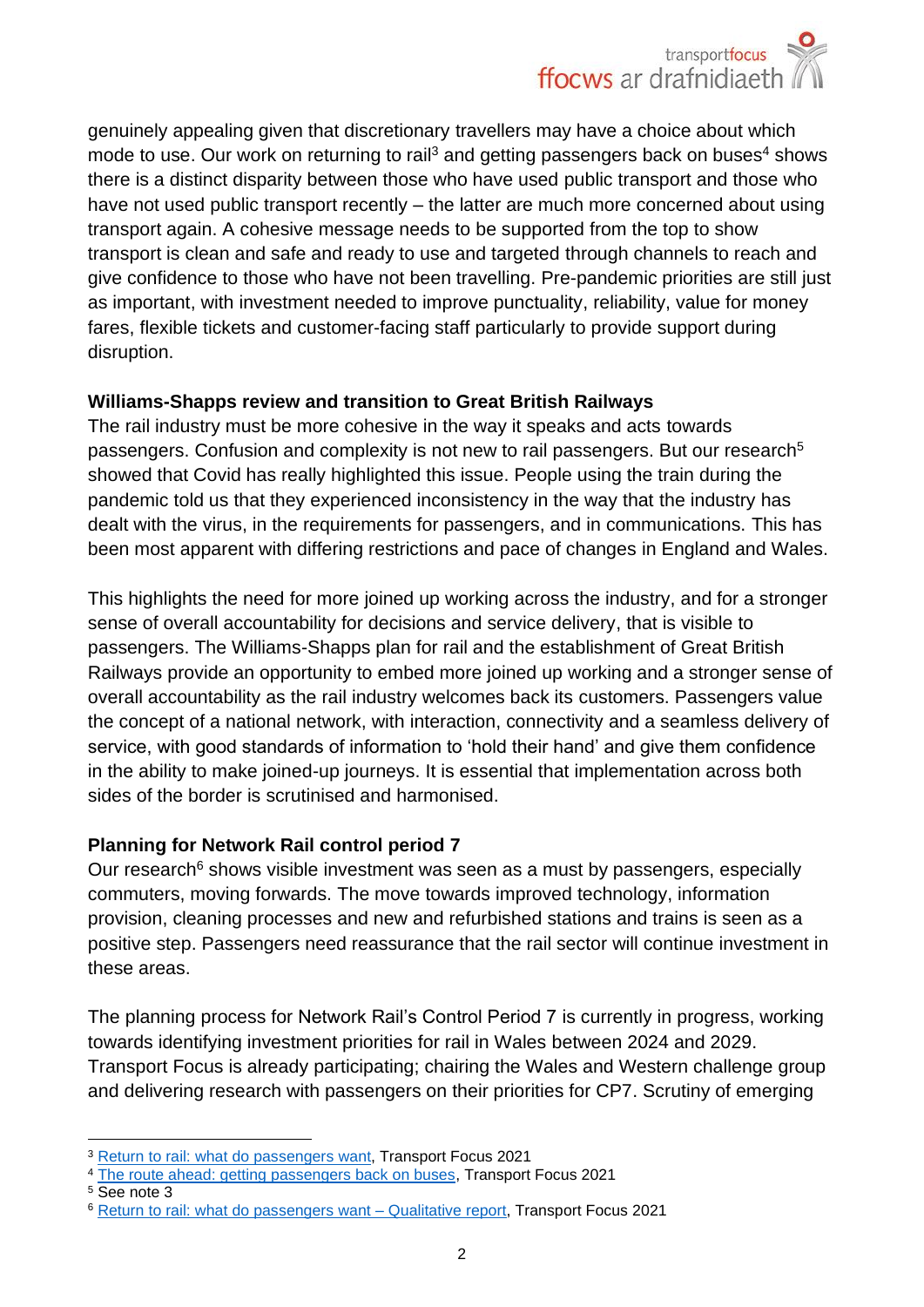genuinely appealing given that discretionary travellers may have a choice about which mode to use. Our work on returning to rail[3] and getting passengers back on buses[4] shows there is a distinct disparity between those who have used public transport and those who have not used public transport recently – the latter are much more concerned about using transport again. A cohesive message needs to be supported from the top to show transport is clean and safe and ready to use and targeted through channels to reach and give confidence to those who have not been travelling. Pre-pandemic priorities are still just as important, with investment needed to improve punctuality, reliability, value for money fares, flexible tickets and customer-facing staff particularly to provide support during disruption.

**Williams-Shapps review and transition to Great British Railways**

The rail industry must be more cohesive in the way it speaks and acts towards passengers. Confusion and complexity is not new to rail passengers. But our research[5] showed that Covid has really highlighted this issue. People using the train during the pandemic told us that they experienced inconsistency in the way that the industry has dealt with the virus, in the requirements for passengers, and in communications. This has been most apparent with differing restrictions and pace of changes in England and Wales.

This highlights the need for more joined up working across the industry, and for a stronger sense of overall accountability for decisions and service delivery, that is visible to passengers. The Williams-Shapps plan for rail and the establishment of Great British Railways provide an opportunity to embed more joined up working and a stronger sense of overall accountability as the rail industry welcomes back its customers. Passengers value the concept of a national network, with interaction, connectivity and a seamless delivery of service, with good standards of information to 'hold their hand' and give them confidence in the ability to make joined-up journeys. It is essential that implementation across both sides of the border is scrutinised and harmonised.

**Planning for Network Rail control period 7**

Our research[6] shows visible investment was seen as a must by passengers, especially commuters, moving forwards. The move towards improved technology, information provision, cleaning processes and new and refurbished stations and trains is seen as a positive step. Passengers need reassurance that the rail sector will continue investment in these areas.

The planning process for Network Rail's Control Period 7 is currently in progress, working towards identifying investment priorities for rail in Wales between 2024 and 2029. Transport Focus is already participating; chairing the Wales and Western challenge group and delivering research with passengers on their priorities for CP7. Scrutiny of emerging

---

[3] Return to rail: what do passengers want, Transport Focus 2021

[4] The route ahead: getting passengers back on buses, Transport Focus 2021

[5] See note 3

[6] Return to rail: what do passengers want – Qualitative report, Transport Focus 2021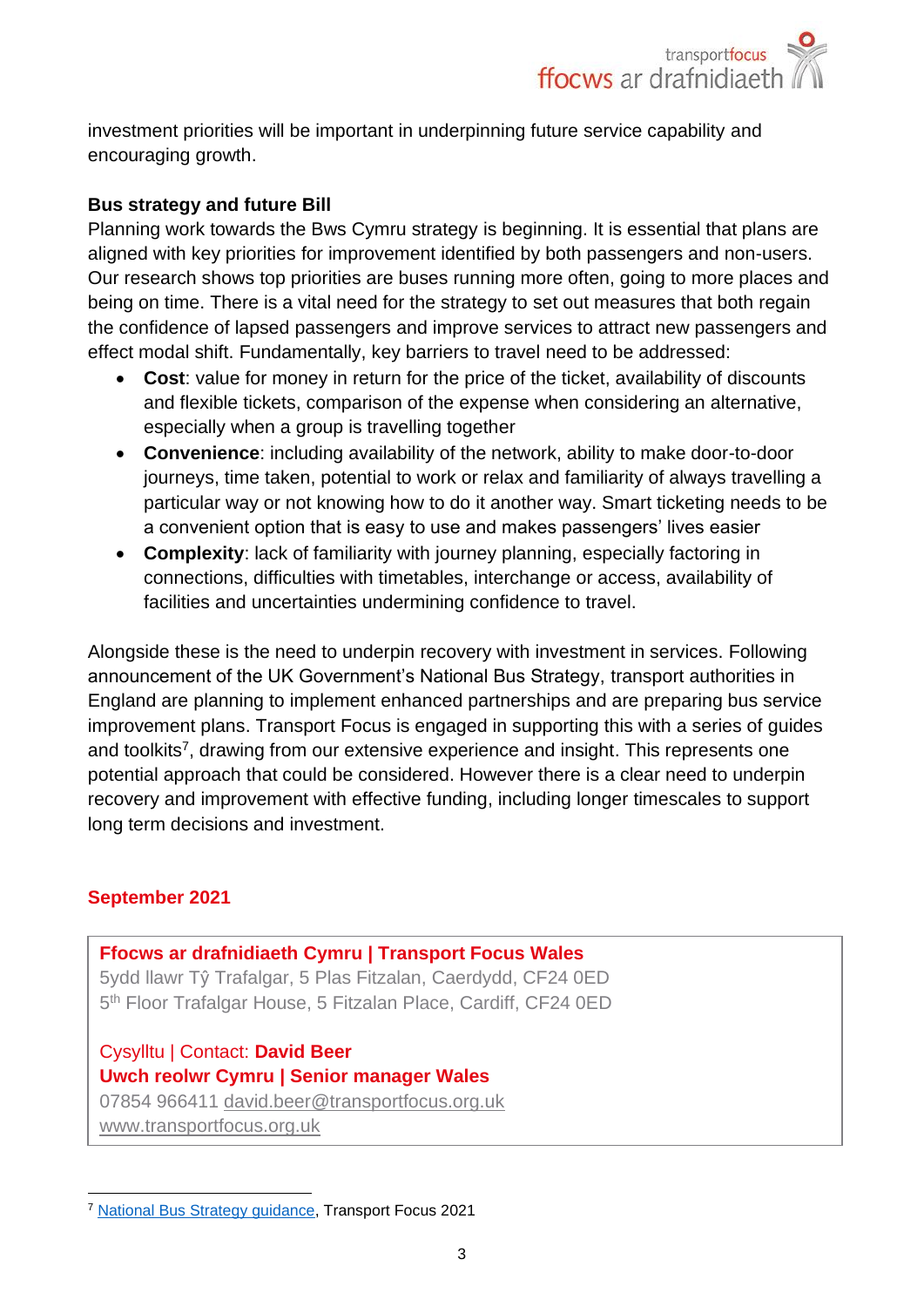investment priorities will be important in underpinning future service capability and encouraging growth.

**Bus strategy and future Bill**

Planning work towards the Bws Cymru strategy is beginning. It is essential that plans are aligned with key priorities for improvement identified by both passengers and non-users. Our research shows top priorities are buses running more often, going to more places and being on time. There is a vital need for the strategy to set out measures that both regain the confidence of lapsed passengers and improve services to attract new passengers and effect modal shift. Fundamentally, key barriers to travel need to be addressed:

- **Cost**: value for money in return for the price of the ticket, availability of discounts and flexible tickets, comparison of the expense when considering an alternative, especially when a group is travelling together
- **Convenience**: including availability of the network, ability to make door-to-door journeys, time taken, potential to work or relax and familiarity of always travelling a particular way or not knowing how to do it another way. Smart ticketing needs to be a convenient option that is easy to use and makes passengers' lives easier
- **Complexity**: lack of familiarity with journey planning, especially factoring in connections, difficulties with timetables, interchange or access, availability of facilities and uncertainties undermining confidence to travel.

Alongside these is the need to underpin recovery with investment in services. Following announcement of the UK Government's National Bus Strategy, transport authorities in England are planning to implement enhanced partnerships and are preparing bus service improvement plans. Transport Focus is engaged in supporting this with a series of guides and toolkits[7], drawing from our extensive experience and insight. This represents one potential approach that could be considered. However there is a clear need to underpin recovery and improvement with effective funding, including longer timescales to support long term decisions and investment.

**September 2021**

**Ffocws ar drafnidiaeth Cymru | Transport Focus Wales**
5ydd llawr Tŷ Trafalgar, 5 Plas Fitzalan, Caerdydd, CF24 0ED
5th Floor Trafalgar House, 5 Fitzalan Place, Cardiff, CF24 0ED

Cysylltu | Contact: **David Beer**
**Uwch reolwr Cymru | Senior manager Wales**
07854 966411 david.beer@transportfocus.org.uk
www.transportfocus.org.uk

[7] National Bus Strategy guidance, Transport Focus 2021